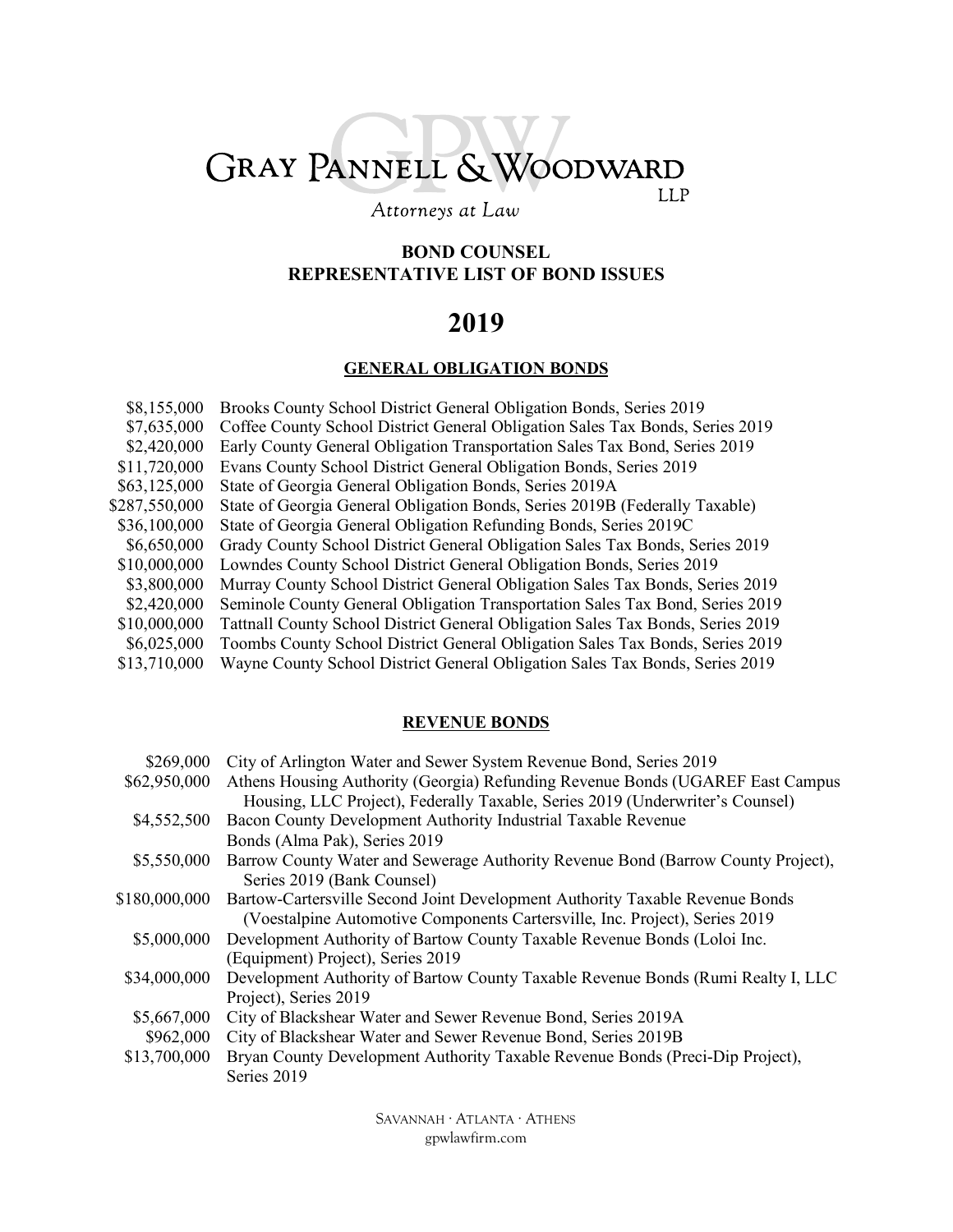# GRAY PANNELL & WOODWARD LLP

*Attorneys at Law*

## BOND COUNSEL
## REPRESENTATIVE LIST OF BOND ISSUES

# 2019

### GENERAL OBLIGATION BONDS

| | |
|---|---|
| \$8,155,000 | Brooks County School District General Obligation Bonds, Series 2019 |
| \$7,635,000 | Coffee County School District General Obligation Sales Tax Bonds, Series 2019 |
| \$2,420,000 | Early County General Obligation Transportation Sales Tax Bond, Series 2019 |
| \$11,720,000 | Evans County School District General Obligation Bonds, Series 2019 |
| \$63,125,000 | State of Georgia General Obligation Bonds, Series 2019A |
| \$287,550,000 | State of Georgia General Obligation Bonds, Series 2019B (Federally Taxable) |
| \$36,100,000 | State of Georgia General Obligation Refunding Bonds, Series 2019C |
| \$6,650,000 | Grady County School District General Obligation Sales Tax Bonds, Series 2019 |
| \$10,000,000 | Lowndes County School District General Obligation Bonds, Series 2019 |
| \$3,800,000 | Murray County School District General Obligation Sales Tax Bonds, Series 2019 |
| \$2,420,000 | Seminole County General Obligation Transportation Sales Tax Bond, Series 2019 |
| \$10,000,000 | Tattnall County School District General Obligation Sales Tax Bonds, Series 2019 |
| \$6,025,000 | Toombs County School District General Obligation Sales Tax Bonds, Series 2019 |
| \$13,710,000 | Wayne County School District General Obligation Sales Tax Bonds, Series 2019 |

### REVENUE BONDS

| | |
|---|---|
| \$269,000 | City of Arlington Water and Sewer System Revenue Bond, Series 2019 |
| \$62,950,000 | Athens Housing Authority (Georgia) Refunding Revenue Bonds (UGAREF East Campus Housing, LLC Project), Federally Taxable, Series 2019 (Underwriter's Counsel) |
| \$4,552,500 | Bacon County Development Authority Industrial Taxable Revenue Bonds (Alma Pak), Series 2019 |
| \$5,550,000 | Barrow County Water and Sewerage Authority Revenue Bond (Barrow County Project), Series 2019 (Bank Counsel) |
| \$180,000,000 | Bartow-Cartersville Second Joint Development Authority Taxable Revenue Bonds (Voestalpine Automotive Components Cartersville, Inc. Project), Series 2019 |
| \$5,000,000 | Development Authority of Bartow County Taxable Revenue Bonds (Loloi Inc. (Equipment) Project), Series 2019 |
| \$34,000,000 | Development Authority of Bartow County Taxable Revenue Bonds (Rumi Realty I, LLC Project), Series 2019 |
| \$5,667,000 | City of Blackshear Water and Sewer Revenue Bond, Series 2019A |
| \$962,000 | City of Blackshear Water and Sewer Revenue Bond, Series 2019B |
| \$13,700,000 | Bryan County Development Authority Taxable Revenue Bonds (Preci-Dip Project), Series 2019 |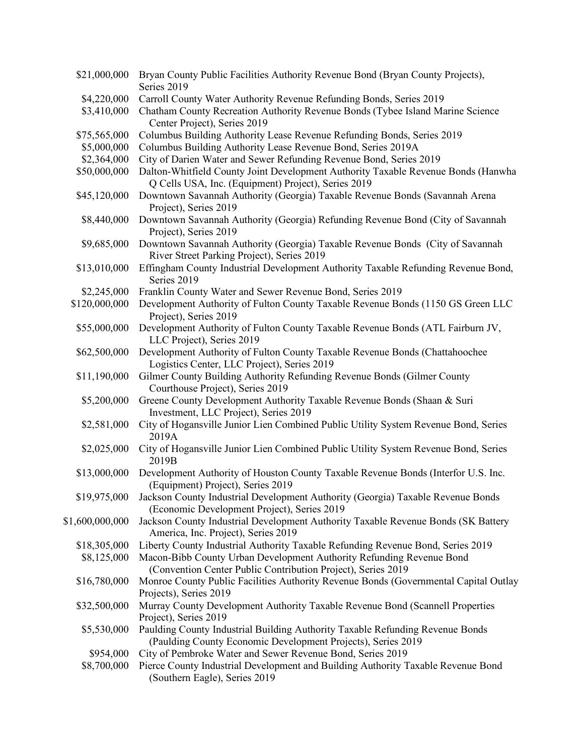| | |
|---|---|
| $21,000,000 | Bryan County Public Facilities Authority Revenue Bond (Bryan County Projects), Series 2019 |
| $4,220,000 | Carroll County Water Authority Revenue Refunding Bonds, Series 2019 |
| $3,410,000 | Chatham County Recreation Authority Revenue Bonds (Tybee Island Marine Science Center Project), Series 2019 |
| $75,565,000 | Columbus Building Authority Lease Revenue Refunding Bonds, Series 2019 |
| $5,000,000 | Columbus Building Authority Lease Revenue Bond, Series 2019A |
| $2,364,000 | City of Darien Water and Sewer Refunding Revenue Bond, Series 2019 |
| $50,000,000 | Dalton-Whitfield County Joint Development Authority Taxable Revenue Bonds (Hanwha Q Cells USA, Inc. (Equipment) Project), Series 2019 |
| $45,120,000 | Downtown Savannah Authority (Georgia) Taxable Revenue Bonds (Savannah Arena Project), Series 2019 |
| $8,440,000 | Downtown Savannah Authority (Georgia) Refunding Revenue Bond (City of Savannah Project), Series 2019 |
| $9,685,000 | Downtown Savannah Authority (Georgia) Taxable Revenue Bonds (City of Savannah River Street Parking Project), Series 2019 |
| $13,010,000 | Effingham County Industrial Development Authority Taxable Refunding Revenue Bond, Series 2019 |
| $2,245,000 | Franklin County Water and Sewer Revenue Bond, Series 2019 |
| $120,000,000 | Development Authority of Fulton County Taxable Revenue Bonds (1150 GS Green LLC Project), Series 2019 |
| $55,000,000 | Development Authority of Fulton County Taxable Revenue Bonds (ATL Fairburn JV, LLC Project), Series 2019 |
| $62,500,000 | Development Authority of Fulton County Taxable Revenue Bonds (Chattahoochee Logistics Center, LLC Project), Series 2019 |
| $11,190,000 | Gilmer County Building Authority Refunding Revenue Bonds (Gilmer County Courthouse Project), Series 2019 |
| $5,200,000 | Greene County Development Authority Taxable Revenue Bonds (Shaan & Suri Investment, LLC Project), Series 2019 |
| $2,581,000 | City of Hogansville Junior Lien Combined Public Utility System Revenue Bond, Series 2019A |
| $2,025,000 | City of Hogansville Junior Lien Combined Public Utility System Revenue Bond, Series 2019B |
| $13,000,000 | Development Authority of Houston County Taxable Revenue Bonds (Interfor U.S. Inc. (Equipment) Project), Series 2019 |
| $19,975,000 | Jackson County Industrial Development Authority (Georgia) Taxable Revenue Bonds (Economic Development Project), Series 2019 |
| $1,600,000,000 | Jackson County Industrial Development Authority Taxable Revenue Bonds (SK Battery America, Inc. Project), Series 2019 |
| $18,305,000 | Liberty County Industrial Authority Taxable Refunding Revenue Bond, Series 2019 |
| $8,125,000 | Macon-Bibb County Urban Development Authority Refunding Revenue Bond (Convention Center Public Contribution Project), Series 2019 |
| $16,780,000 | Monroe County Public Facilities Authority Revenue Bonds (Governmental Capital Outlay Projects), Series 2019 |
| $32,500,000 | Murray County Development Authority Taxable Revenue Bond (Scannell Properties Project), Series 2019 |
| $5,530,000 | Paulding County Industrial Building Authority Taxable Refunding Revenue Bonds (Paulding County Economic Development Projects), Series 2019 |
| $954,000 | City of Pembroke Water and Sewer Revenue Bond, Series 2019 |
| $8,700,000 | Pierce County Industrial Development and Building Authority Taxable Revenue Bond (Southern Eagle), Series 2019 |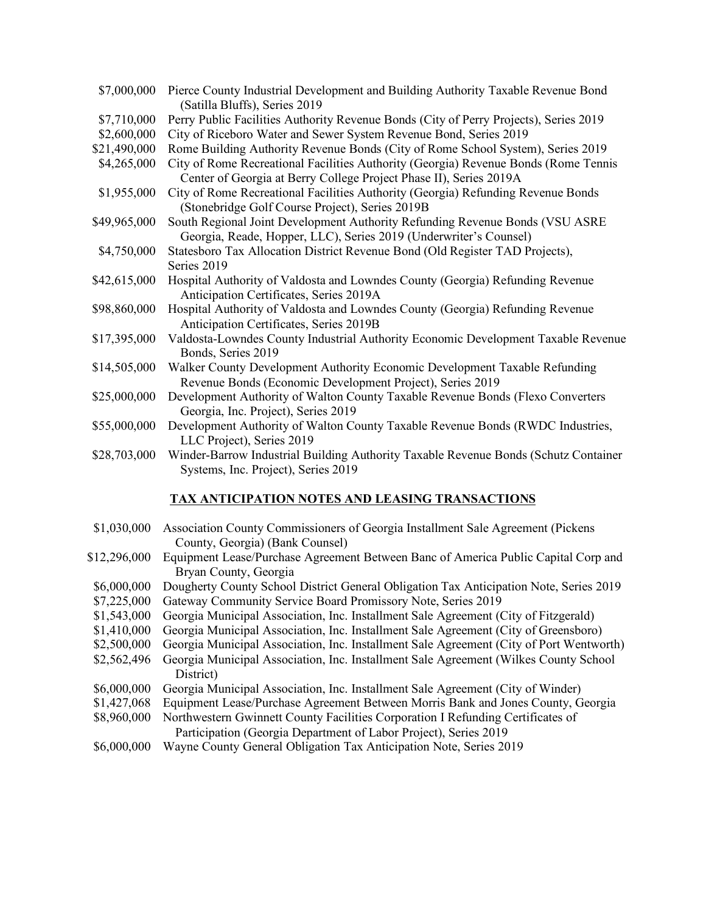| | |
|---|---|
| \$7,000,000 | Pierce County Industrial Development and Building Authority Taxable Revenue Bond (Satilla Bluffs), Series 2019 |
| \$7,710,000 | Perry Public Facilities Authority Revenue Bonds (City of Perry Projects), Series 2019 |
| \$2,600,000 | City of Riceboro Water and Sewer System Revenue Bond, Series 2019 |
| \$21,490,000 | Rome Building Authority Revenue Bonds (City of Rome School System), Series 2019 |
| \$4,265,000 | City of Rome Recreational Facilities Authority (Georgia) Revenue Bonds (Rome Tennis Center of Georgia at Berry College Project Phase II), Series 2019A |
| \$1,955,000 | City of Rome Recreational Facilities Authority (Georgia) Refunding Revenue Bonds (Stonebridge Golf Course Project), Series 2019B |
| \$49,965,000 | South Regional Joint Development Authority Refunding Revenue Bonds (VSU ASRE Georgia, Reade, Hopper, LLC), Series 2019 (Underwriter's Counsel) |
| \$4,750,000 | Statesboro Tax Allocation District Revenue Bond (Old Register TAD Projects), Series 2019 |
| \$42,615,000 | Hospital Authority of Valdosta and Lowndes County (Georgia) Refunding Revenue Anticipation Certificates, Series 2019A |
| \$98,860,000 | Hospital Authority of Valdosta and Lowndes County (Georgia) Refunding Revenue Anticipation Certificates, Series 2019B |
| \$17,395,000 | Valdosta-Lowndes County Industrial Authority Economic Development Taxable Revenue Bonds, Series 2019 |
| \$14,505,000 | Walker County Development Authority Economic Development Taxable Refunding Revenue Bonds (Economic Development Project), Series 2019 |
| \$25,000,000 | Development Authority of Walton County Taxable Revenue Bonds (Flexo Converters Georgia, Inc. Project), Series 2019 |
| \$55,000,000 | Development Authority of Walton County Taxable Revenue Bonds (RWDC Industries, LLC Project), Series 2019 |
| \$28,703,000 | Winder-Barrow Industrial Building Authority Taxable Revenue Bonds (Schutz Container Systems, Inc. Project), Series 2019 |

## TAX ANTICIPATION NOTES AND LEASING TRANSACTIONS

| | |
|---|---|
| \$1,030,000 | Association County Commissioners of Georgia Installment Sale Agreement (Pickens County, Georgia) (Bank Counsel) |
| \$12,296,000 | Equipment Lease/Purchase Agreement Between Banc of America Public Capital Corp and Bryan County, Georgia |
| \$6,000,000 | Dougherty County School District General Obligation Tax Anticipation Note, Series 2019 |
| \$7,225,000 | Gateway Community Service Board Promissory Note, Series 2019 |
| \$1,543,000 | Georgia Municipal Association, Inc. Installment Sale Agreement (City of Fitzgerald) |
| \$1,410,000 | Georgia Municipal Association, Inc. Installment Sale Agreement (City of Greensboro) |
| \$2,500,000 | Georgia Municipal Association, Inc. Installment Sale Agreement (City of Port Wentworth) |
| \$2,562,496 | Georgia Municipal Association, Inc. Installment Sale Agreement (Wilkes County School District) |
| \$6,000,000 | Georgia Municipal Association, Inc. Installment Sale Agreement (City of Winder) |
| \$1,427,068 | Equipment Lease/Purchase Agreement Between Morris Bank and Jones County, Georgia |
| \$8,960,000 | Northwestern Gwinnett County Facilities Corporation I Refunding Certificates of Participation (Georgia Department of Labor Project), Series 2019 |
| \$6,000,000 | Wayne County General Obligation Tax Anticipation Note, Series 2019 |